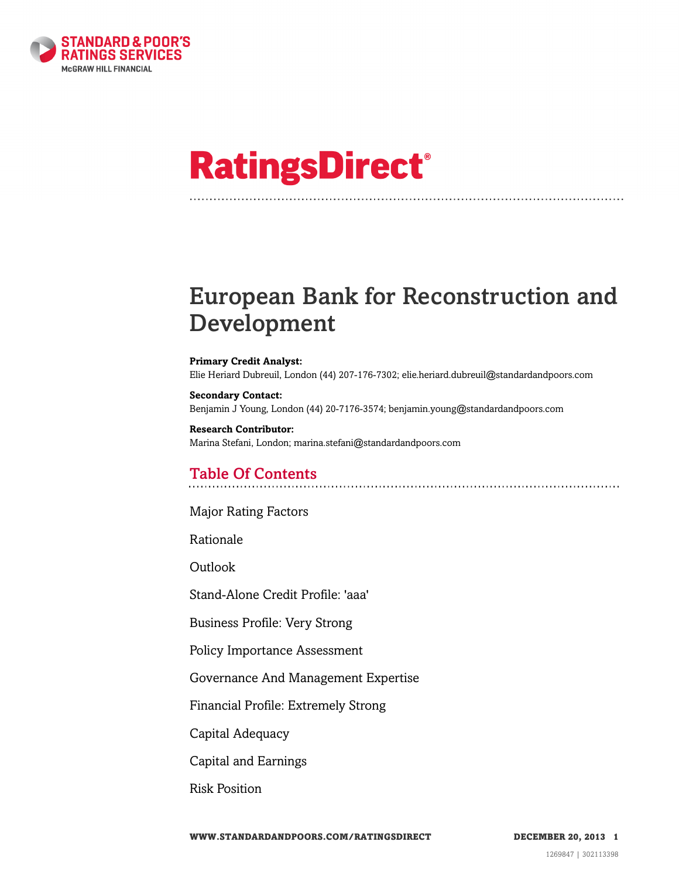# RatingsDirect®

# European Bank for Reconstruction and Development

**Primary Credit Analyst:**
Elie Heriard Dubreuil, London (44) 207-176-7302; elie.heriard.dubreuil@standardandpoors.com

**Secondary Contact:**
Benjamin J Young, London (44) 20-7176-3574; benjamin.young@standardandpoors.com

**Research Contributor:**
Marina Stefani, London; marina.stefani@standardandpoors.com

## Table Of Contents

Major Rating Factors

Rationale

Outlook

Stand-Alone Credit Profile: 'aaa'

Business Profile: Very Strong

Policy Importance Assessment

Governance And Management Expertise

Financial Profile: Extremely Strong

Capital Adequacy

Capital and Earnings

Risk Position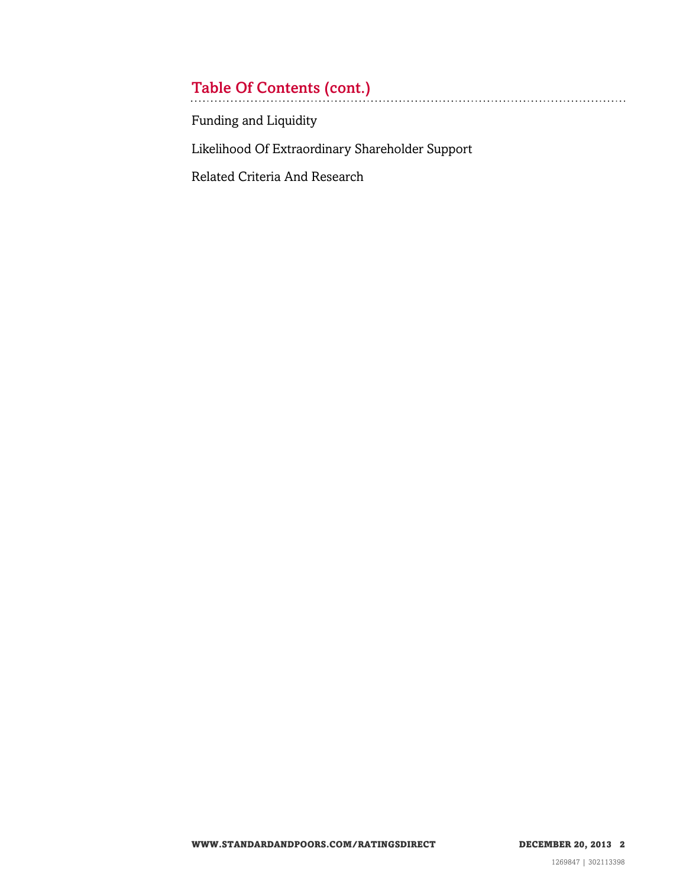## Table Of Contents (cont.)

Funding and Liquidity

Likelihood Of Extraordinary Shareholder Support

Related Criteria And Research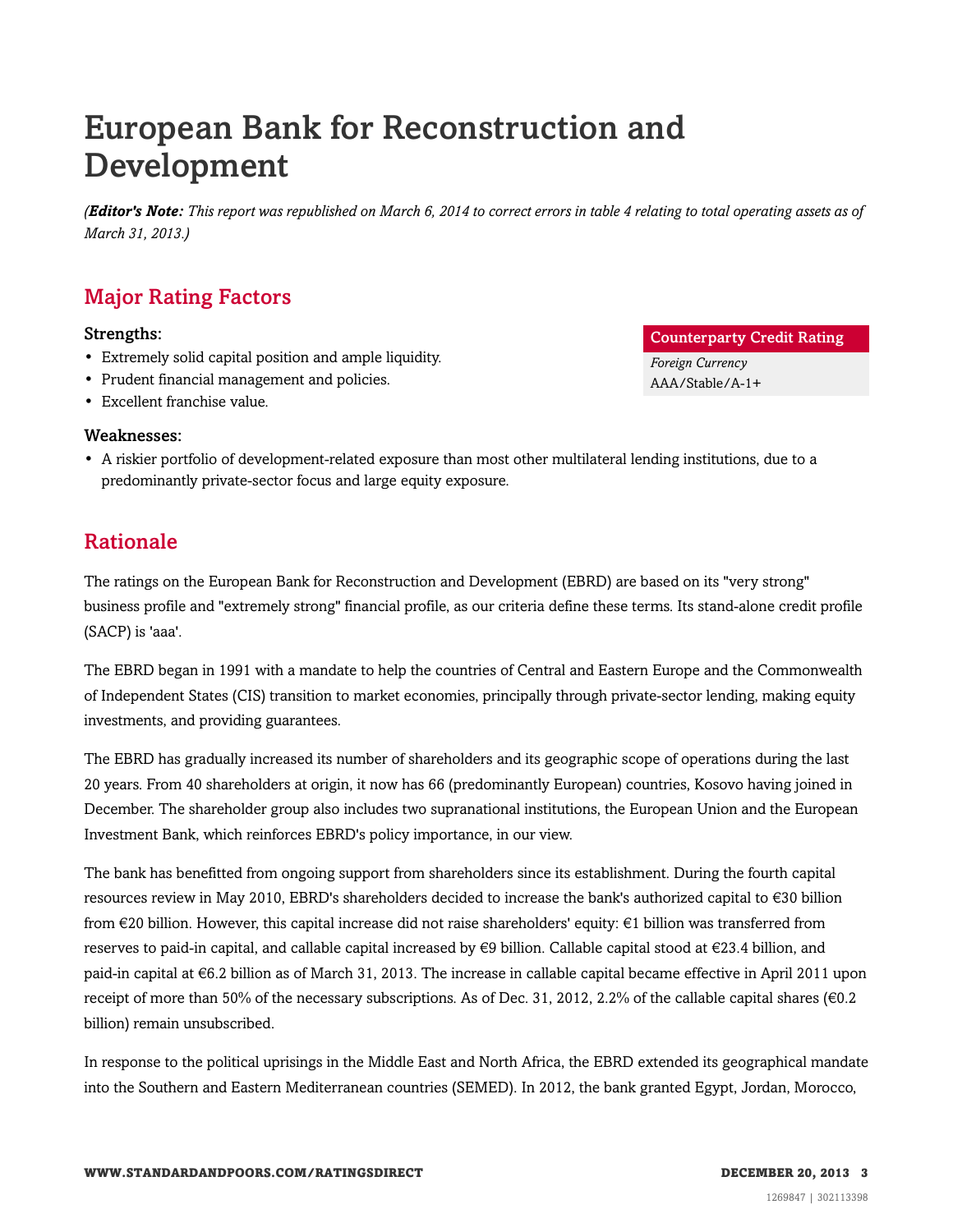# European Bank for Reconstruction and Development

*(**Editor's Note:** This report was republished on March 6, 2014 to correct errors in table 4 relating to total operating assets as of March 31, 2013.)*

## Major Rating Factors

| Counterparty Credit Rating |
|---|
| *Foreign Currency* |
| AAA/Stable/A-1+ |

### Strengths:

- Extremely solid capital position and ample liquidity.
- Prudent financial management and policies.
- Excellent franchise value.

### Weaknesses:

- A riskier portfolio of development-related exposure than most other multilateral lending institutions, due to a predominantly private-sector focus and large equity exposure.

## Rationale

The ratings on the European Bank for Reconstruction and Development (EBRD) are based on its "very strong" business profile and "extremely strong" financial profile, as our criteria define these terms. Its stand-alone credit profile (SACP) is 'aaa'.

The EBRD began in 1991 with a mandate to help the countries of Central and Eastern Europe and the Commonwealth of Independent States (CIS) transition to market economies, principally through private-sector lending, making equity investments, and providing guarantees.

The EBRD has gradually increased its number of shareholders and its geographic scope of operations during the last 20 years. From 40 shareholders at origin, it now has 66 (predominantly European) countries, Kosovo having joined in December. The shareholder group also includes two supranational institutions, the European Union and the European Investment Bank, which reinforces EBRD's policy importance, in our view.

The bank has benefitted from ongoing support from shareholders since its establishment. During the fourth capital resources review in May 2010, EBRD's shareholders decided to increase the bank's authorized capital to €30 billion from €20 billion. However, this capital increase did not raise shareholders' equity: €1 billion was transferred from reserves to paid-in capital, and callable capital increased by €9 billion. Callable capital stood at €23.4 billion, and paid-in capital at €6.2 billion as of March 31, 2013. The increase in callable capital became effective in April 2011 upon receipt of more than 50% of the necessary subscriptions. As of Dec. 31, 2012, 2.2% of the callable capital shares (€0.2 billion) remain unsubscribed.

In response to the political uprisings in the Middle East and North Africa, the EBRD extended its geographical mandate into the Southern and Eastern Mediterranean countries (SEMED). In 2012, the bank granted Egypt, Jordan, Morocco,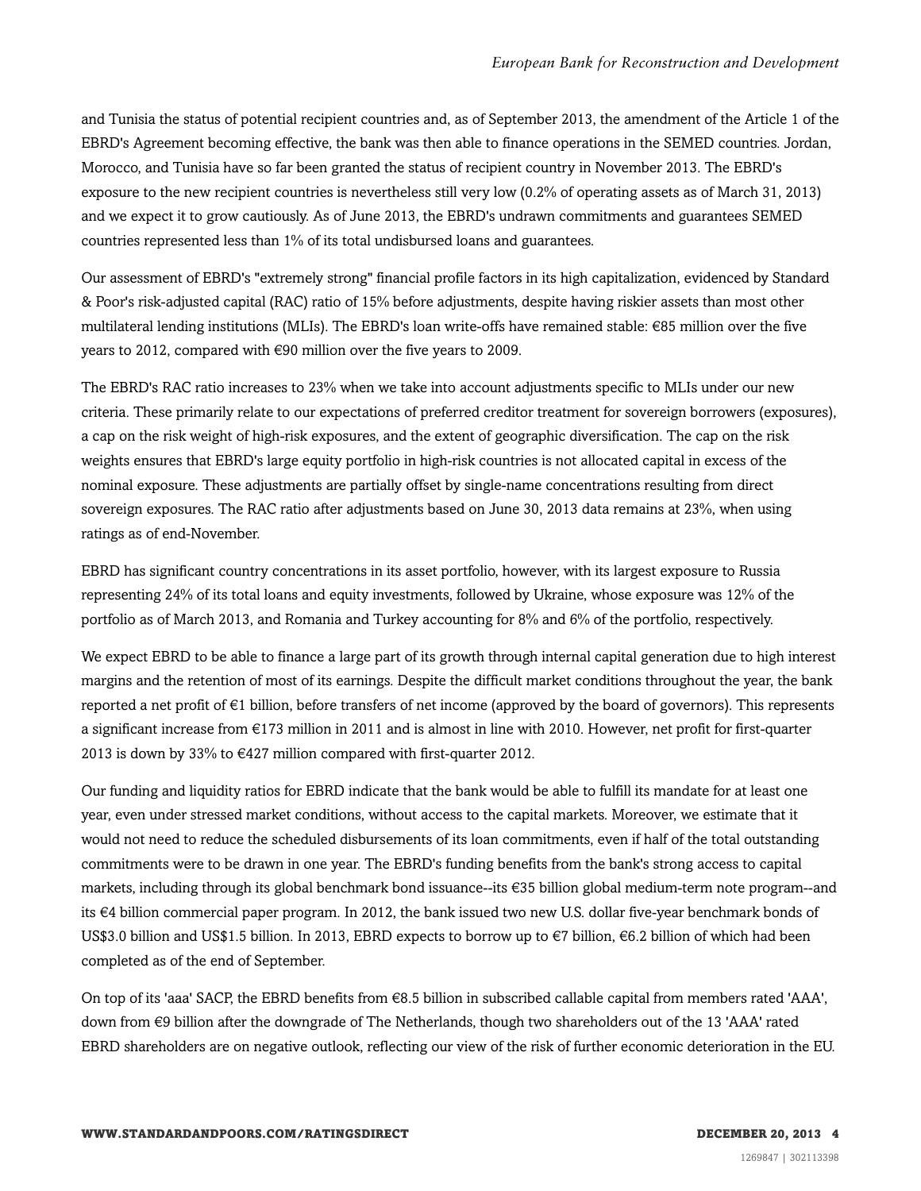and Tunisia the status of potential recipient countries and, as of September 2013, the amendment of the Article 1 of the EBRD's Agreement becoming effective, the bank was then able to finance operations in the SEMED countries. Jordan, Morocco, and Tunisia have so far been granted the status of recipient country in November 2013. The EBRD's exposure to the new recipient countries is nevertheless still very low (0.2% of operating assets as of March 31, 2013) and we expect it to grow cautiously. As of June 2013, the EBRD's undrawn commitments and guarantees SEMED countries represented less than 1% of its total undisbursed loans and guarantees.

Our assessment of EBRD's "extremely strong" financial profile factors in its high capitalization, evidenced by Standard & Poor's risk-adjusted capital (RAC) ratio of 15% before adjustments, despite having riskier assets than most other multilateral lending institutions (MLIs). The EBRD's loan write-offs have remained stable: €85 million over the five years to 2012, compared with €90 million over the five years to 2009.

The EBRD's RAC ratio increases to 23% when we take into account adjustments specific to MLIs under our new criteria. These primarily relate to our expectations of preferred creditor treatment for sovereign borrowers (exposures), a cap on the risk weight of high-risk exposures, and the extent of geographic diversification. The cap on the risk weights ensures that EBRD's large equity portfolio in high-risk countries is not allocated capital in excess of the nominal exposure. These adjustments are partially offset by single-name concentrations resulting from direct sovereign exposures. The RAC ratio after adjustments based on June 30, 2013 data remains at 23%, when using ratings as of end-November.

EBRD has significant country concentrations in its asset portfolio, however, with its largest exposure to Russia representing 24% of its total loans and equity investments, followed by Ukraine, whose exposure was 12% of the portfolio as of March 2013, and Romania and Turkey accounting for 8% and 6% of the portfolio, respectively.

We expect EBRD to be able to finance a large part of its growth through internal capital generation due to high interest margins and the retention of most of its earnings. Despite the difficult market conditions throughout the year, the bank reported a net profit of €1 billion, before transfers of net income (approved by the board of governors). This represents a significant increase from €173 million in 2011 and is almost in line with 2010. However, net profit for first-quarter 2013 is down by 33% to €427 million compared with first-quarter 2012.

Our funding and liquidity ratios for EBRD indicate that the bank would be able to fulfill its mandate for at least one year, even under stressed market conditions, without access to the capital markets. Moreover, we estimate that it would not need to reduce the scheduled disbursements of its loan commitments, even if half of the total outstanding commitments were to be drawn in one year. The EBRD's funding benefits from the bank's strong access to capital markets, including through its global benchmark bond issuance--its €35 billion global medium-term note program--and its €4 billion commercial paper program. In 2012, the bank issued two new U.S. dollar five-year benchmark bonds of US$3.0 billion and US$1.5 billion. In 2013, EBRD expects to borrow up to €7 billion, €6.2 billion of which had been completed as of the end of September.

On top of its 'aaa' SACP, the EBRD benefits from €8.5 billion in subscribed callable capital from members rated 'AAA', down from €9 billion after the downgrade of The Netherlands, though two shareholders out of the 13 'AAA' rated EBRD shareholders are on negative outlook, reflecting our view of the risk of further economic deterioration in the EU.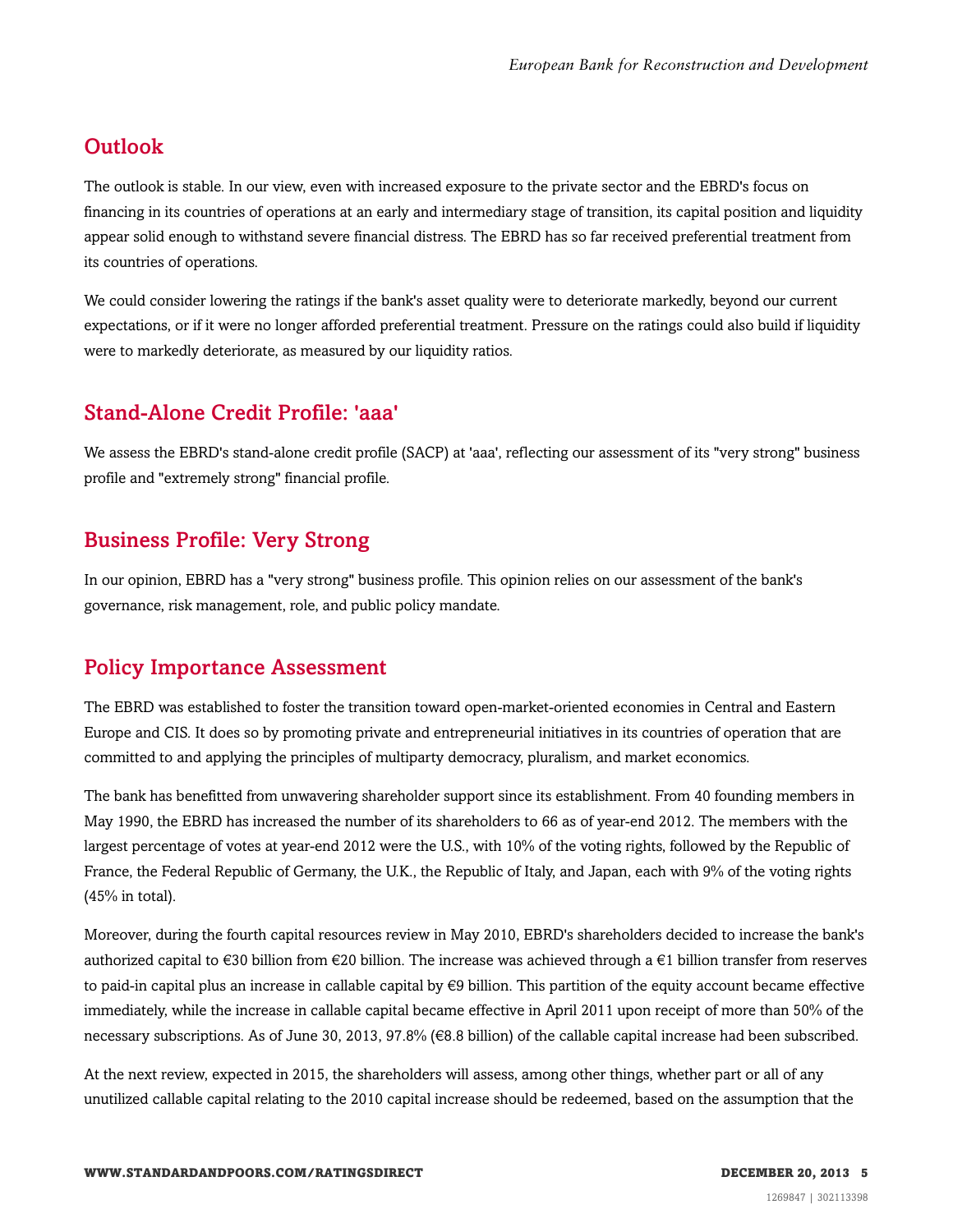## Outlook

The outlook is stable. In our view, even with increased exposure to the private sector and the EBRD's focus on financing in its countries of operations at an early and intermediary stage of transition, its capital position and liquidity appear solid enough to withstand severe financial distress. The EBRD has so far received preferential treatment from its countries of operations.

We could consider lowering the ratings if the bank's asset quality were to deteriorate markedly, beyond our current expectations, or if it were no longer afforded preferential treatment. Pressure on the ratings could also build if liquidity were to markedly deteriorate, as measured by our liquidity ratios.

## Stand-Alone Credit Profile: 'aaa'

We assess the EBRD's stand-alone credit profile (SACP) at 'aaa', reflecting our assessment of its "very strong" business profile and "extremely strong" financial profile.

## Business Profile: Very Strong

In our opinion, EBRD has a "very strong" business profile. This opinion relies on our assessment of the bank's governance, risk management, role, and public policy mandate.

## Policy Importance Assessment

The EBRD was established to foster the transition toward open-market-oriented economies in Central and Eastern Europe and CIS. It does so by promoting private and entrepreneurial initiatives in its countries of operation that are committed to and applying the principles of multiparty democracy, pluralism, and market economics.

The bank has benefitted from unwavering shareholder support since its establishment. From 40 founding members in May 1990, the EBRD has increased the number of its shareholders to 66 as of year-end 2012. The members with the largest percentage of votes at year-end 2012 were the U.S., with 10% of the voting rights, followed by the Republic of France, the Federal Republic of Germany, the U.K., the Republic of Italy, and Japan, each with 9% of the voting rights (45% in total).

Moreover, during the fourth capital resources review in May 2010, EBRD's shareholders decided to increase the bank's authorized capital to €30 billion from €20 billion. The increase was achieved through a €1 billion transfer from reserves to paid-in capital plus an increase in callable capital by €9 billion. This partition of the equity account became effective immediately, while the increase in callable capital became effective in April 2011 upon receipt of more than 50% of the necessary subscriptions. As of June 30, 2013, 97.8% (€8.8 billion) of the callable capital increase had been subscribed.

At the next review, expected in 2015, the shareholders will assess, among other things, whether part or all of any unutilized callable capital relating to the 2010 capital increase should be redeemed, based on the assumption that the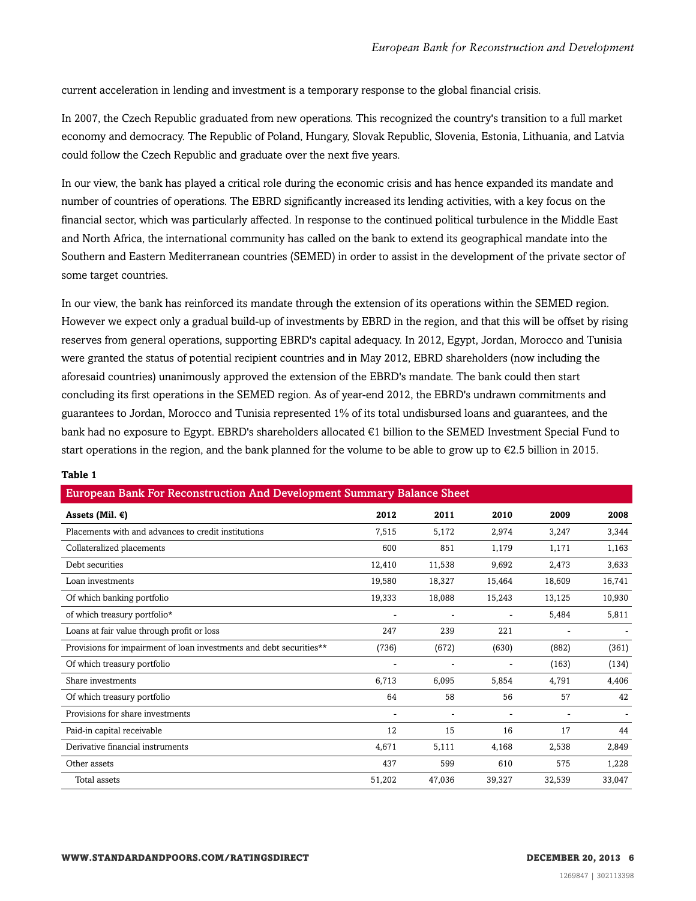current acceleration in lending and investment is a temporary response to the global financial crisis.

In 2007, the Czech Republic graduated from new operations. This recognized the country's transition to a full market economy and democracy. The Republic of Poland, Hungary, Slovak Republic, Slovenia, Estonia, Lithuania, and Latvia could follow the Czech Republic and graduate over the next five years.

In our view, the bank has played a critical role during the economic crisis and has hence expanded its mandate and number of countries of operations. The EBRD significantly increased its lending activities, with a key focus on the financial sector, which was particularly affected. In response to the continued political turbulence in the Middle East and North Africa, the international community has called on the bank to extend its geographical mandate into the Southern and Eastern Mediterranean countries (SEMED) in order to assist in the development of the private sector of some target countries.

In our view, the bank has reinforced its mandate through the extension of its operations within the SEMED region. However we expect only a gradual build-up of investments by EBRD in the region, and that this will be offset by rising reserves from general operations, supporting EBRD's capital adequacy. In 2012, Egypt, Jordan, Morocco and Tunisia were granted the status of potential recipient countries and in May 2012, EBRD shareholders (now including the aforesaid countries) unanimously approved the extension of the EBRD's mandate. The bank could then start concluding its first operations in the SEMED region. As of year-end 2012, the EBRD's undrawn commitments and guarantees to Jordan, Morocco and Tunisia represented 1% of its total undisbursed loans and guarantees, and the bank had no exposure to Egypt. EBRD's shareholders allocated €1 billion to the SEMED Investment Special Fund to start operations in the region, and the bank planned for the volume to be able to grow up to €2.5 billion in 2015.

**Table 1**

| European Bank For Reconstruction And Development Summary Balance Sheet | | | | | |
|---|---|---|---|---|---|
| **Assets (Mil. €)** | **2012** | **2011** | **2010** | **2009** | **2008** |
| Placements with and advances to credit institutions | 7,515 | 5,172 | 2,974 | 3,247 | 3,344 |
| Collateralized placements | 600 | 851 | 1,179 | 1,171 | 1,163 |
| Debt securities | 12,410 | 11,538 | 9,692 | 2,473 | 3,633 |
| Loan investments | 19,580 | 18,327 | 15,464 | 18,609 | 16,741 |
| Of which banking portfolio | 19,333 | 18,088 | 15,243 | 13,125 | 10,930 |
| of which treasury portfolio* | - | - | - | 5,484 | 5,811 |
| Loans at fair value through profit or loss | 247 | 239 | 221 | - | - |
| Provisions for impairment of loan investments and debt securities** | (736) | (672) | (630) | (882) | (361) |
| Of which treasury portfolio | - | - | - | (163) | (134) |
| Share investments | 6,713 | 6,095 | 5,854 | 4,791 | 4,406 |
| Of which treasury portfolio | 64 | 58 | 56 | 57 | 42 |
| Provisions for share investments | - | - | - | - | - |
| Paid-in capital receivable | 12 | 15 | 16 | 17 | 44 |
| Derivative financial instruments | 4,671 | 5,111 | 4,168 | 2,538 | 2,849 |
| Other assets | 437 | 599 | 610 | 575 | 1,228 |
| Total assets | 51,202 | 47,036 | 39,327 | 32,539 | 33,047 |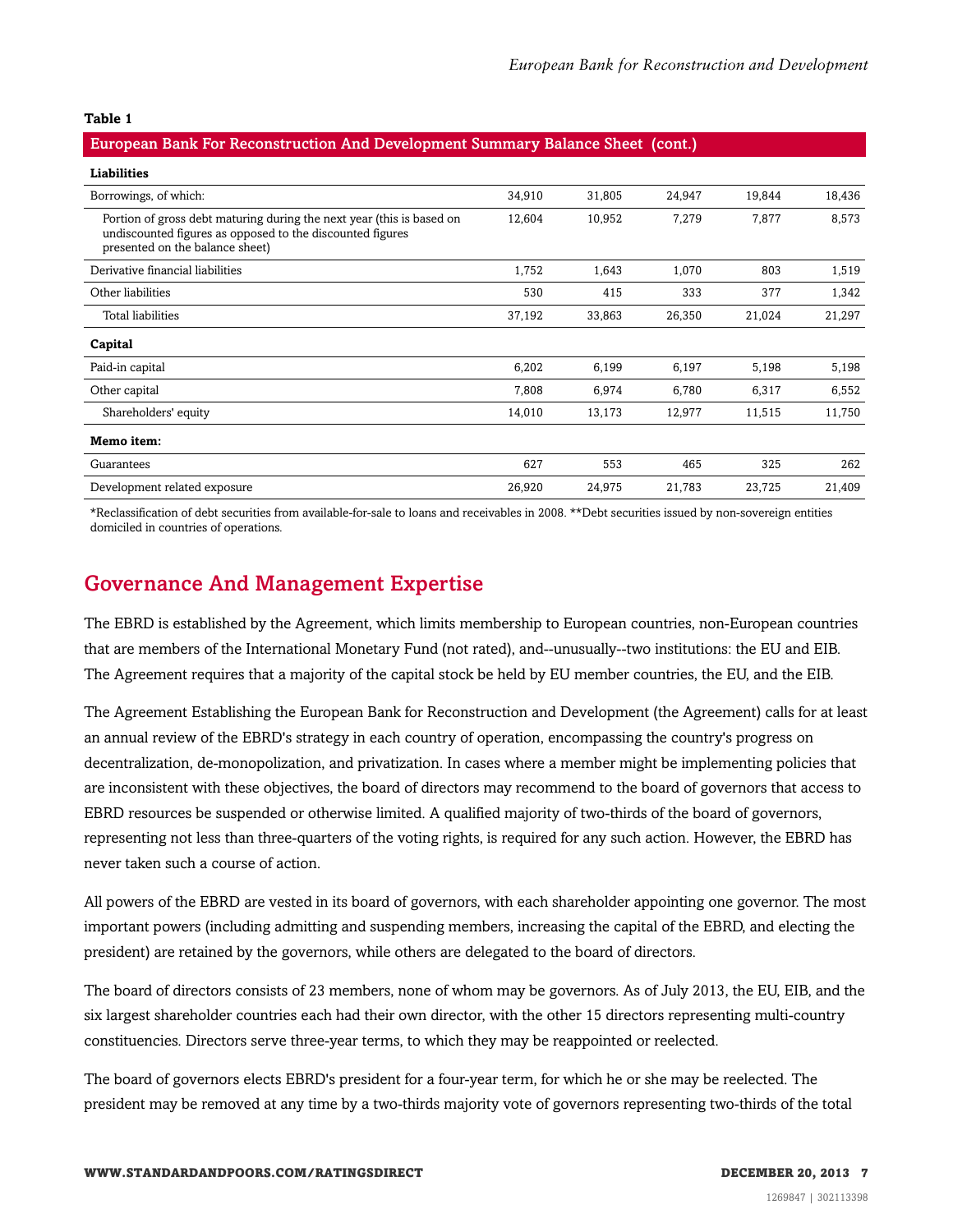**Table 1**

| European Bank For Reconstruction And Development Summary Balance Sheet (cont.) | | | | | |
|---|---|---|---|---|---|
| **Liabilities** | | | | | |
| Borrowings, of which: | 34,910 | 31,805 | 24,947 | 19,844 | 18,436 |
| Portion of gross debt maturing during the next year (this is based on undiscounted figures as opposed to the discounted figures presented on the balance sheet) | 12,604 | 10,952 | 7,279 | 7,877 | 8,573 |
| Derivative financial liabilities | 1,752 | 1,643 | 1,070 | 803 | 1,519 |
| Other liabilities | 530 | 415 | 333 | 377 | 1,342 |
| Total liabilities | 37,192 | 33,863 | 26,350 | 21,024 | 21,297 |
| **Capital** | | | | | |
| Paid-in capital | 6,202 | 6,199 | 6,197 | 5,198 | 5,198 |
| Other capital | 7,808 | 6,974 | 6,780 | 6,317 | 6,552 |
| Shareholders' equity | 14,010 | 13,173 | 12,977 | 11,515 | 11,750 |
| **Memo item:** | | | | | |
| Guarantees | 627 | 553 | 465 | 325 | 262 |
| Development related exposure | 26,920 | 24,975 | 21,783 | 23,725 | 21,409 |

*Reclassification of debt securities from available-for-sale to loans and receivables in 2008. **Debt securities issued by non-sovereign entities domiciled in countries of operations.

## Governance And Management Expertise

The EBRD is established by the Agreement, which limits membership to European countries, non-European countries that are members of the International Monetary Fund (not rated), and--unusually--two institutions: the EU and EIB. The Agreement requires that a majority of the capital stock be held by EU member countries, the EU, and the EIB.

The Agreement Establishing the European Bank for Reconstruction and Development (the Agreement) calls for at least an annual review of the EBRD's strategy in each country of operation, encompassing the country's progress on decentralization, de-monopolization, and privatization. In cases where a member might be implementing policies that are inconsistent with these objectives, the board of directors may recommend to the board of governors that access to EBRD resources be suspended or otherwise limited. A qualified majority of two-thirds of the board of governors, representing not less than three-quarters of the voting rights, is required for any such action. However, the EBRD has never taken such a course of action.

All powers of the EBRD are vested in its board of governors, with each shareholder appointing one governor. The most important powers (including admitting and suspending members, increasing the capital of the EBRD, and electing the president) are retained by the governors, while others are delegated to the board of directors.

The board of directors consists of 23 members, none of whom may be governors. As of July 2013, the EU, EIB, and the six largest shareholder countries each had their own director, with the other 15 directors representing multi-country constituencies. Directors serve three-year terms, to which they may be reappointed or reelected.

The board of governors elects EBRD's president for a four-year term, for which he or she may be reelected. The president may be removed at any time by a two-thirds majority vote of governors representing two-thirds of the total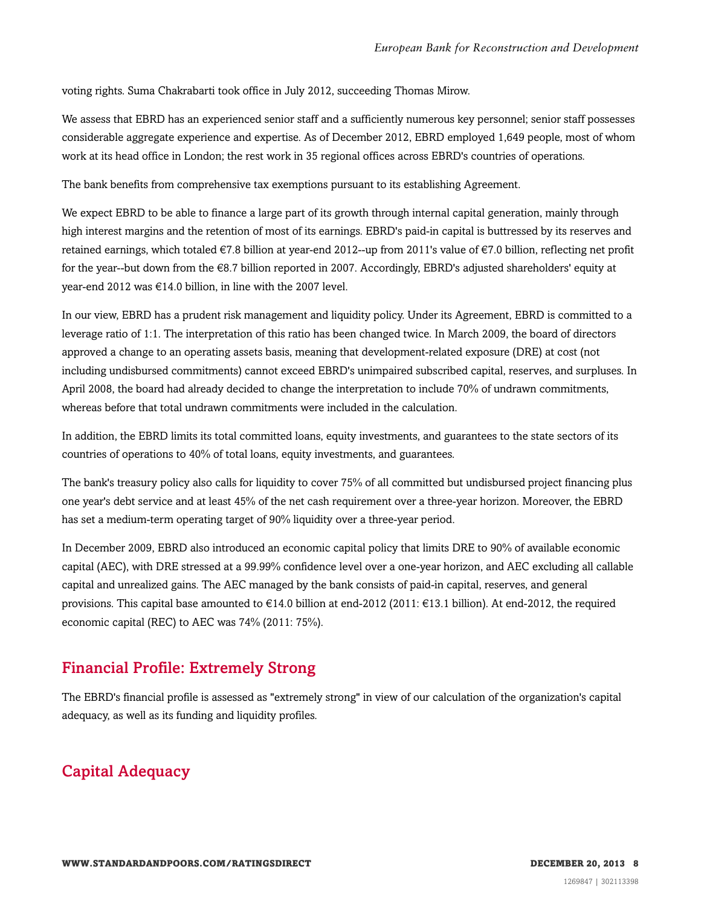voting rights. Suma Chakrabarti took office in July 2012, succeeding Thomas Mirow.

We assess that EBRD has an experienced senior staff and a sufficiently numerous key personnel; senior staff possesses considerable aggregate experience and expertise. As of December 2012, EBRD employed 1,649 people, most of whom work at its head office in London; the rest work in 35 regional offices across EBRD's countries of operations.

The bank benefits from comprehensive tax exemptions pursuant to its establishing Agreement.

We expect EBRD to be able to finance a large part of its growth through internal capital generation, mainly through high interest margins and the retention of most of its earnings. EBRD's paid-in capital is buttressed by its reserves and retained earnings, which totaled €7.8 billion at year-end 2012--up from 2011's value of €7.0 billion, reflecting net profit for the year--but down from the €8.7 billion reported in 2007. Accordingly, EBRD's adjusted shareholders' equity at year-end 2012 was €14.0 billion, in line with the 2007 level.

In our view, EBRD has a prudent risk management and liquidity policy. Under its Agreement, EBRD is committed to a leverage ratio of 1:1. The interpretation of this ratio has been changed twice. In March 2009, the board of directors approved a change to an operating assets basis, meaning that development-related exposure (DRE) at cost (not including undisbursed commitments) cannot exceed EBRD's unimpaired subscribed capital, reserves, and surpluses. In April 2008, the board had already decided to change the interpretation to include 70% of undrawn commitments, whereas before that total undrawn commitments were included in the calculation.

In addition, the EBRD limits its total committed loans, equity investments, and guarantees to the state sectors of its countries of operations to 40% of total loans, equity investments, and guarantees.

The bank's treasury policy also calls for liquidity to cover 75% of all committed but undisbursed project financing plus one year's debt service and at least 45% of the net cash requirement over a three-year horizon. Moreover, the EBRD has set a medium-term operating target of 90% liquidity over a three-year period.

In December 2009, EBRD also introduced an economic capital policy that limits DRE to 90% of available economic capital (AEC), with DRE stressed at a 99.99% confidence level over a one-year horizon, and AEC excluding all callable capital and unrealized gains. The AEC managed by the bank consists of paid-in capital, reserves, and general provisions. This capital base amounted to €14.0 billion at end-2012 (2011: €13.1 billion). At end-2012, the required economic capital (REC) to AEC was 74% (2011: 75%).

## Financial Profile: Extremely Strong

The EBRD's financial profile is assessed as "extremely strong" in view of our calculation of the organization's capital adequacy, as well as its funding and liquidity profiles.

## Capital Adequacy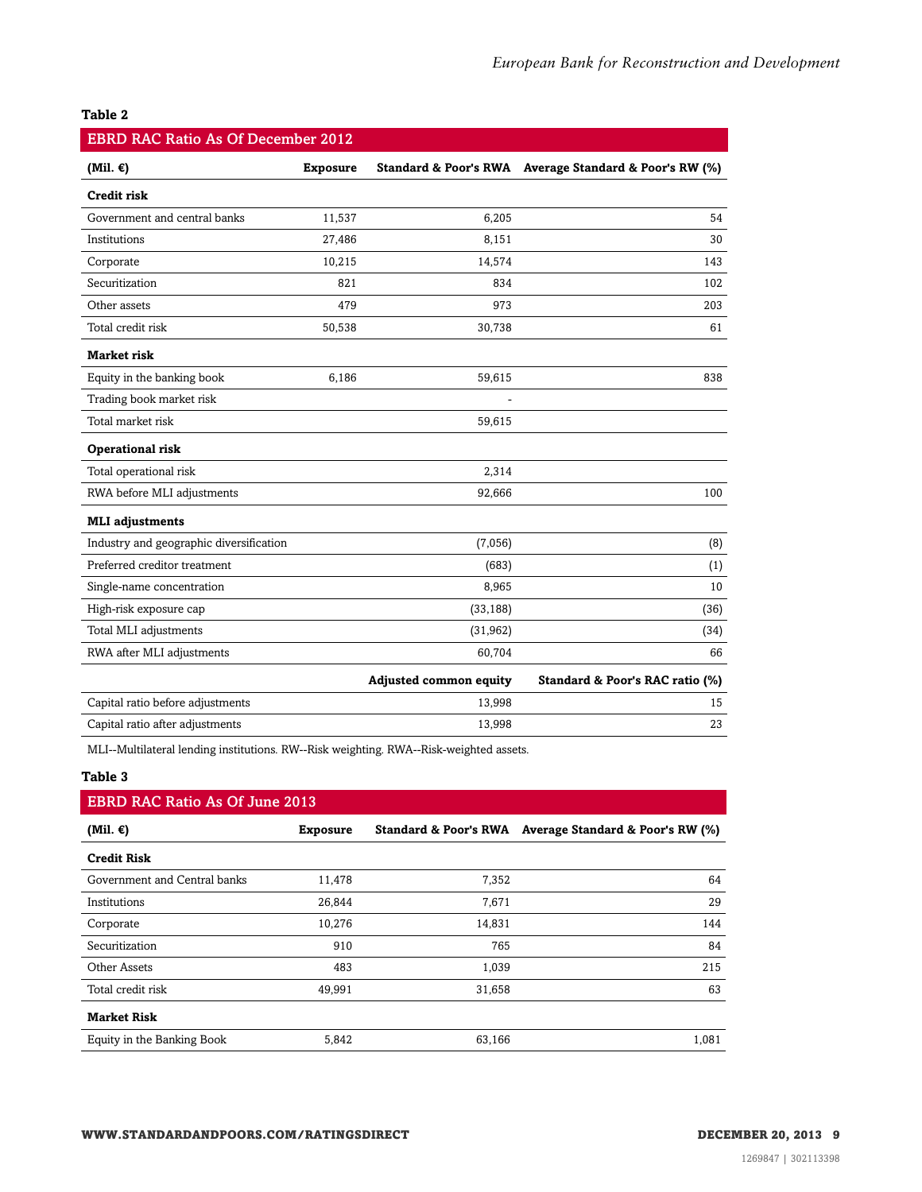**Table 2**

| EBRD RAC Ratio As Of December 2012 | | | |
|---|---|---|---|
| **(Mil. €)** | **Exposure** | **Standard & Poor's RWA** | **Average Standard & Poor's RW (%)** |
| **Credit risk** | | | |
| Government and central banks | 11,537 | 6,205 | 54 |
| Institutions | 27,486 | 8,151 | 30 |
| Corporate | 10,215 | 14,574 | 143 |
| Securitization | 821 | 834 | 102 |
| Other assets | 479 | 973 | 203 |
| Total credit risk | 50,538 | 30,738 | 61 |
| **Market risk** | | | |
| Equity in the banking book | 6,186 | 59,615 | 838 |
| Trading book market risk | | - | |
| Total market risk | | 59,615 | |
| **Operational risk** | | | |
| Total operational risk | | 2,314 | |
| RWA before MLI adjustments | | 92,666 | 100 |
| **MLI adjustments** | | | |
| Industry and geographic diversification | | (7,056) | (8) |
| Preferred creditor treatment | | (683) | (1) |
| Single-name concentration | | 8,965 | 10 |
| High-risk exposure cap | | (33,188) | (36) |
| Total MLI adjustments | | (31,962) | (34) |
| RWA after MLI adjustments | | 60,704 | 66 |
| | | **Adjusted common equity** | **Standard & Poor's RAC ratio (%)** |
| Capital ratio before adjustments | | 13,998 | 15 |
| Capital ratio after adjustments | | 13,998 | 23 |

MLI--Multilateral lending institutions. RW--Risk weighting. RWA--Risk-weighted assets.

**Table 3**

| EBRD RAC Ratio As Of June 2013 | | | |
|---|---|---|---|
| **(Mil. €)** | **Exposure** | **Standard & Poor's RWA** | **Average Standard & Poor's RW (%)** |
| **Credit Risk** | | | |
| Government and Central banks | 11,478 | 7,352 | 64 |
| Institutions | 26,844 | 7,671 | 29 |
| Corporate | 10,276 | 14,831 | 144 |
| Securitization | 910 | 765 | 84 |
| Other Assets | 483 | 1,039 | 215 |
| Total credit risk | 49,991 | 31,658 | 63 |
| **Market Risk** | | | |
| Equity in the Banking Book | 5,842 | 63,166 | 1,081 |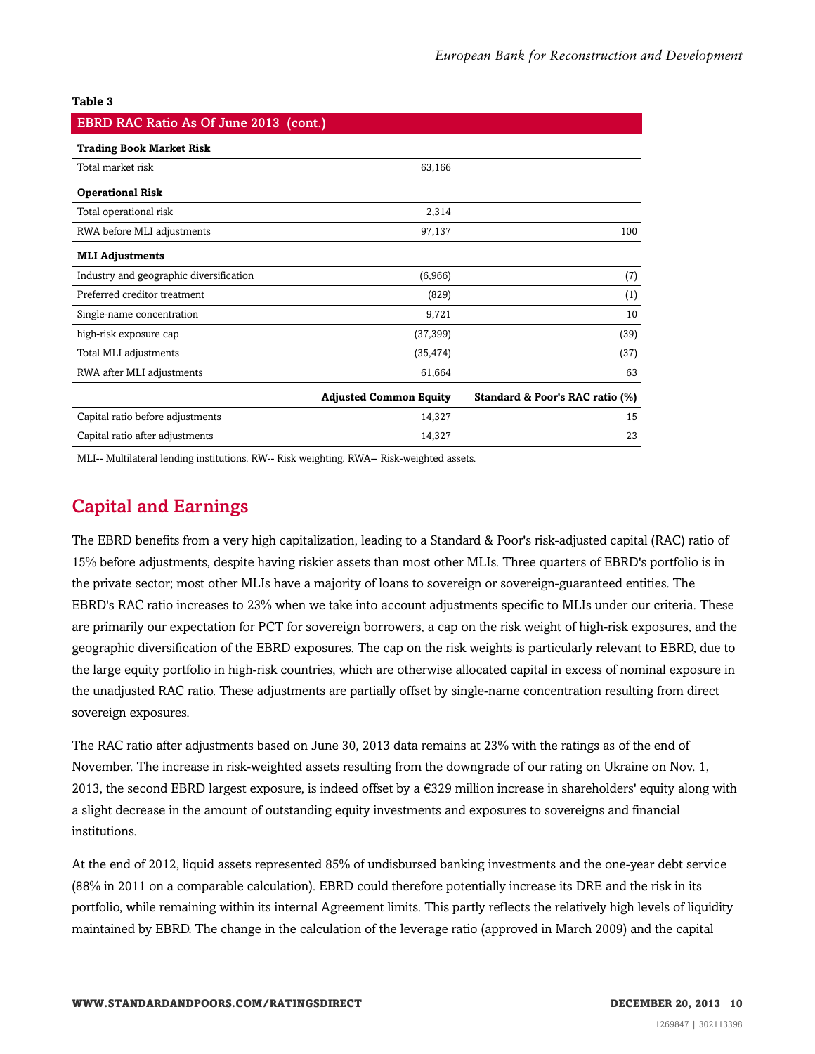**Table 3**

| EBRD RAC Ratio As Of June 2013 (cont.) | | |
|---|---|---|
| **Trading Book Market Risk** | | |
| Total market risk | 63,166 | |
| **Operational Risk** | | |
| Total operational risk | 2,314 | |
| RWA before MLI adjustments | 97,137 | 100 |
| **MLI Adjustments** | | |
| Industry and geographic diversification | (6,966) | (7) |
| Preferred creditor treatment | (829) | (1) |
| Single-name concentration | 9,721 | 10 |
| high-risk exposure cap | (37,399) | (39) |
| Total MLI adjustments | (35,474) | (37) |
| RWA after MLI adjustments | 61,664 | 63 |
| | **Adjusted Common Equity** | **Standard & Poor's RAC ratio (%)** |
| Capital ratio before adjustments | 14,327 | 15 |
| Capital ratio after adjustments | 14,327 | 23 |

MLI-- Multilateral lending institutions. RW-- Risk weighting. RWA-- Risk-weighted assets.

## Capital and Earnings

The EBRD benefits from a very high capitalization, leading to a Standard & Poor's risk-adjusted capital (RAC) ratio of 15% before adjustments, despite having riskier assets than most other MLIs. Three quarters of EBRD's portfolio is in the private sector; most other MLIs have a majority of loans to sovereign or sovereign-guaranteed entities. The EBRD's RAC ratio increases to 23% when we take into account adjustments specific to MLIs under our criteria. These are primarily our expectation for PCT for sovereign borrowers, a cap on the risk weight of high-risk exposures, and the geographic diversification of the EBRD exposures. The cap on the risk weights is particularly relevant to EBRD, due to the large equity portfolio in high-risk countries, which are otherwise allocated capital in excess of nominal exposure in the unadjusted RAC ratio. These adjustments are partially offset by single-name concentration resulting from direct sovereign exposures.

The RAC ratio after adjustments based on June 30, 2013 data remains at 23% with the ratings as of the end of November. The increase in risk-weighted assets resulting from the downgrade of our rating on Ukraine on Nov. 1, 2013, the second EBRD largest exposure, is indeed offset by a €329 million increase in shareholders' equity along with a slight decrease in the amount of outstanding equity investments and exposures to sovereigns and financial institutions.

At the end of 2012, liquid assets represented 85% of undisbursed banking investments and the one-year debt service (88% in 2011 on a comparable calculation). EBRD could therefore potentially increase its DRE and the risk in its portfolio, while remaining within its internal Agreement limits. This partly reflects the relatively high levels of liquidity maintained by EBRD. The change in the calculation of the leverage ratio (approved in March 2009) and the capital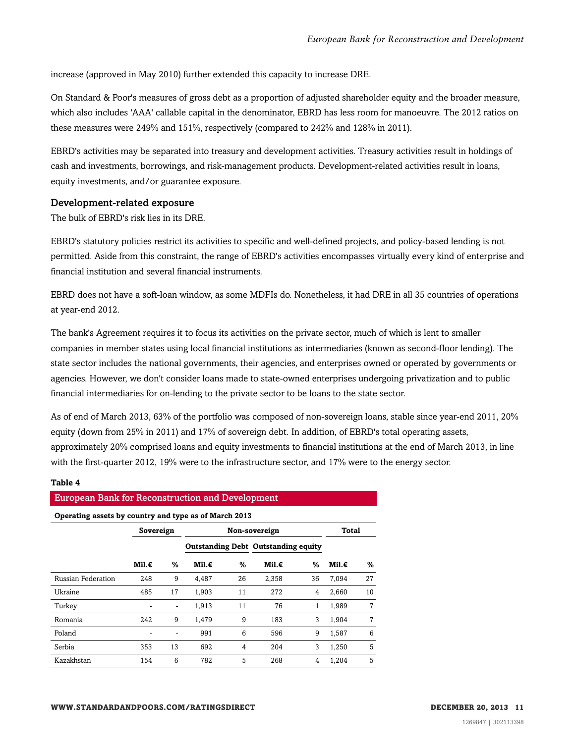increase (approved in May 2010) further extended this capacity to increase DRE.

On Standard & Poor's measures of gross debt as a proportion of adjusted shareholder equity and the broader measure, which also includes 'AAA' callable capital in the denominator, EBRD has less room for manoeuvre. The 2012 ratios on these measures were 249% and 151%, respectively (compared to 242% and 128% in 2011).

EBRD's activities may be separated into treasury and development activities. Treasury activities result in holdings of cash and investments, borrowings, and risk-management products. Development-related activities result in loans, equity investments, and/or guarantee exposure.

### Development-related exposure

The bulk of EBRD's risk lies in its DRE.

EBRD's statutory policies restrict its activities to specific and well-defined projects, and policy-based lending is not permitted. Aside from this constraint, the range of EBRD's activities encompasses virtually every kind of enterprise and financial institution and several financial instruments.

EBRD does not have a soft-loan window, as some MDFIs do. Nonetheless, it had DRE in all 35 countries of operations at year-end 2012.

The bank's Agreement requires it to focus its activities on the private sector, much of which is lent to smaller companies in member states using local financial institutions as intermediaries (known as second-floor lending). The state sector includes the national governments, their agencies, and enterprises owned or operated by governments or agencies. However, we don't consider loans made to state-owned enterprises undergoing privatization and to public financial intermediaries for on-lending to the private sector to be loans to the state sector.

As of end of March 2013, 63% of the portfolio was composed of non-sovereign loans, stable since year-end 2011, 20% equity (down from 25% in 2011) and 17% of sovereign debt. In addition, of EBRD's total operating assets, approximately 20% comprised loans and equity investments to financial institutions at the end of March 2013, in line with the first-quarter 2012, 19% were to the infrastructure sector, and 17% were to the energy sector.

**Table 4**

**European Bank for Reconstruction and Development**

**Operating assets by country and type as of March 2013**

| | Sovereign | | Non-sovereign | | | | Total | |
|---|---|---|---|---|---|---|---|---|
| | | | Outstanding Debt | | Outstanding equity | | | |
| | Mil.€ | % | Mil.€ | % | Mil.€ | % | Mil.€ | % |
| Russian Federation | 248 | 9 | 4,487 | 26 | 2,358 | 36 | 7,094 | 27 |
| Ukraine | 485 | 17 | 1,903 | 11 | 272 | 4 | 2,660 | 10 |
| Turkey | - | - | 1,913 | 11 | 76 | 1 | 1,989 | 7 |
| Romania | 242 | 9 | 1,479 | 9 | 183 | 3 | 1,904 | 7 |
| Poland | - | - | 991 | 6 | 596 | 9 | 1,587 | 6 |
| Serbia | 353 | 13 | 692 | 4 | 204 | 3 | 1,250 | 5 |
| Kazakhstan | 154 | 6 | 782 | 5 | 268 | 4 | 1,204 | 5 |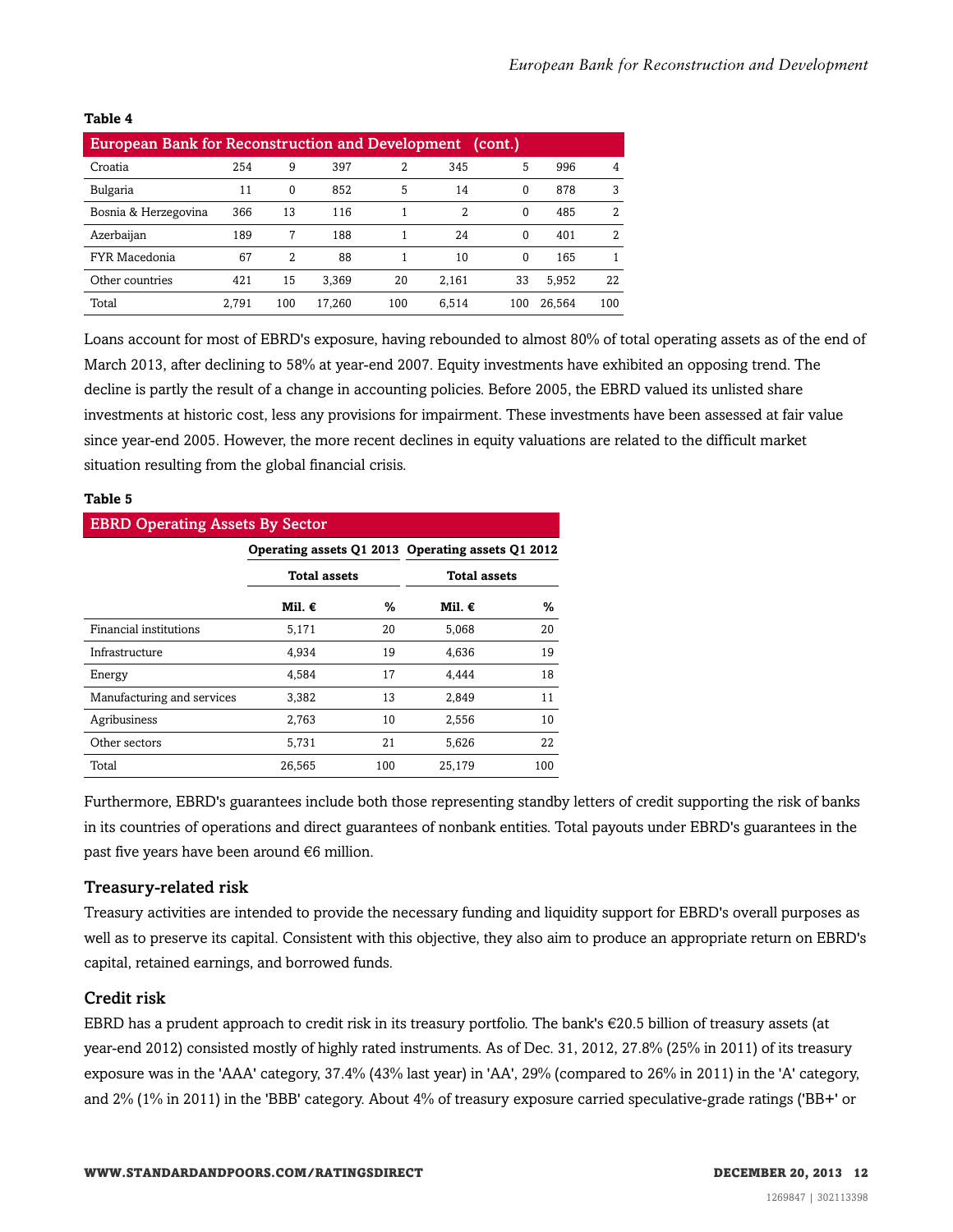**Table 4**

| European Bank for Reconstruction and Development (cont.) | | | | | | | | |
|---|---|---|---|---|---|---|---|---|
| Croatia | 254 | 9 | 397 | 2 | 345 | 5 | 996 | 4 |
| Bulgaria | 11 | 0 | 852 | 5 | 14 | 0 | 878 | 3 |
| Bosnia & Herzegovina | 366 | 13 | 116 | 1 | 2 | 0 | 485 | 2 |
| Azerbaijan | 189 | 7 | 188 | 1 | 24 | 0 | 401 | 2 |
| FYR Macedonia | 67 | 2 | 88 | 1 | 10 | 0 | 165 | 1 |
| Other countries | 421 | 15 | 3,369 | 20 | 2,161 | 33 | 5,952 | 22 |
| Total | 2,791 | 100 | 17,260 | 100 | 6,514 | 100 | 26,564 | 100 |

Loans account for most of EBRD's exposure, having rebounded to almost 80% of total operating assets as of the end of March 2013, after declining to 58% at year-end 2007. Equity investments have exhibited an opposing trend. The decline is partly the result of a change in accounting policies. Before 2005, the EBRD valued its unlisted share investments at historic cost, less any provisions for impairment. These investments have been assessed at fair value since year-end 2005. However, the more recent declines in equity valuations are related to the difficult market situation resulting from the global financial crisis.

**Table 5**

| EBRD Operating Assets By Sector | | | | |
|---|---|---|---|---|
| | Operating assets Q1 2013 | | Operating assets Q1 2012 | |
| | Total assets | | Total assets | |
| | Mil. € | % | Mil. € | % |
| Financial institutions | 5,171 | 20 | 5,068 | 20 |
| Infrastructure | 4,934 | 19 | 4,636 | 19 |
| Energy | 4,584 | 17 | 4,444 | 18 |
| Manufacturing and services | 3,382 | 13 | 2,849 | 11 |
| Agribusiness | 2,763 | 10 | 2,556 | 10 |
| Other sectors | 5,731 | 21 | 5,626 | 22 |
| Total | 26,565 | 100 | 25,179 | 100 |

Furthermore, EBRD's guarantees include both those representing standby letters of credit supporting the risk of banks in its countries of operations and direct guarantees of nonbank entities. Total payouts under EBRD's guarantees in the past five years have been around €6 million.

### Treasury-related risk

Treasury activities are intended to provide the necessary funding and liquidity support for EBRD's overall purposes as well as to preserve its capital. Consistent with this objective, they also aim to produce an appropriate return on EBRD's capital, retained earnings, and borrowed funds.

### Credit risk

EBRD has a prudent approach to credit risk in its treasury portfolio. The bank's €20.5 billion of treasury assets (at year-end 2012) consisted mostly of highly rated instruments. As of Dec. 31, 2012, 27.8% (25% in 2011) of its treasury exposure was in the 'AAA' category, 37.4% (43% last year) in 'AA', 29% (compared to 26% in 2011) in the 'A' category, and 2% (1% in 2011) in the 'BBB' category. About 4% of treasury exposure carried speculative-grade ratings ('BB+' or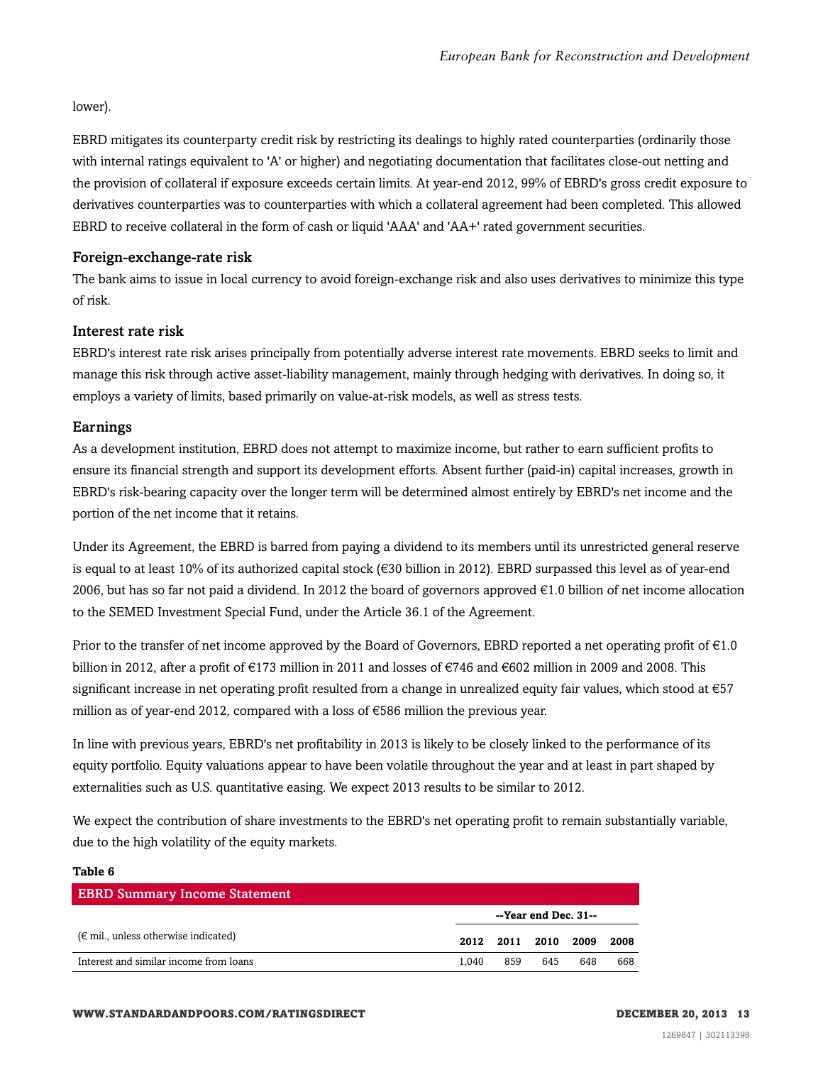lower).

EBRD mitigates its counterparty credit risk by restricting its dealings to highly rated counterparties (ordinarily those with internal ratings equivalent to 'A' or higher) and negotiating documentation that facilitates close-out netting and the provision of collateral if exposure exceeds certain limits. At year-end 2012, 99% of EBRD's gross credit exposure to derivatives counterparties was to counterparties with which a collateral agreement had been completed. This allowed EBRD to receive collateral in the form of cash or liquid 'AAA' and 'AA+' rated government securities.

### Foreign-exchange-rate risk

The bank aims to issue in local currency to avoid foreign-exchange risk and also uses derivatives to minimize this type of risk.

### Interest rate risk

EBRD's interest rate risk arises principally from potentially adverse interest rate movements. EBRD seeks to limit and manage this risk through active asset-liability management, mainly through hedging with derivatives. In doing so, it employs a variety of limits, based primarily on value-at-risk models, as well as stress tests.

### Earnings

As a development institution, EBRD does not attempt to maximize income, but rather to earn sufficient profits to ensure its financial strength and support its development efforts. Absent further (paid-in) capital increases, growth in EBRD's risk-bearing capacity over the longer term will be determined almost entirely by EBRD's net income and the portion of the net income that it retains.

Under its Agreement, the EBRD is barred from paying a dividend to its members until its unrestricted general reserve is equal to at least 10% of its authorized capital stock (€30 billion in 2012). EBRD surpassed this level as of year-end 2006, but has so far not paid a dividend. In 2012 the board of governors approved €1.0 billion of net income allocation to the SEMED Investment Special Fund, under the Article 36.1 of the Agreement.

Prior to the transfer of net income approved by the Board of Governors, EBRD reported a net operating profit of €1.0 billion in 2012, after a profit of €173 million in 2011 and losses of €746 and €602 million in 2009 and 2008. This significant increase in net operating profit resulted from a change in unrealized equity fair values, which stood at €57 million as of year-end 2012, compared with a loss of €586 million the previous year.

In line with previous years, EBRD's net profitability in 2013 is likely to be closely linked to the performance of its equity portfolio. Equity valuations appear to have been volatile throughout the year and at least in part shaped by externalities such as U.S. quantitative easing. We expect 2013 results to be similar to 2012.

We expect the contribution of share investments to the EBRD's net operating profit to remain substantially variable, due to the high volatility of the equity markets.

**Table 6**

| EBRD Summary Income Statement | | | | | |
|---|---|---|---|---|---|
| | --Year end Dec. 31-- | | | | |
| (€ mil., unless otherwise indicated) | **2012** | **2011** | **2010** | **2009** | **2008** |
| Interest and similar income from loans | 1,040 | 859 | 645 | 648 | 668 |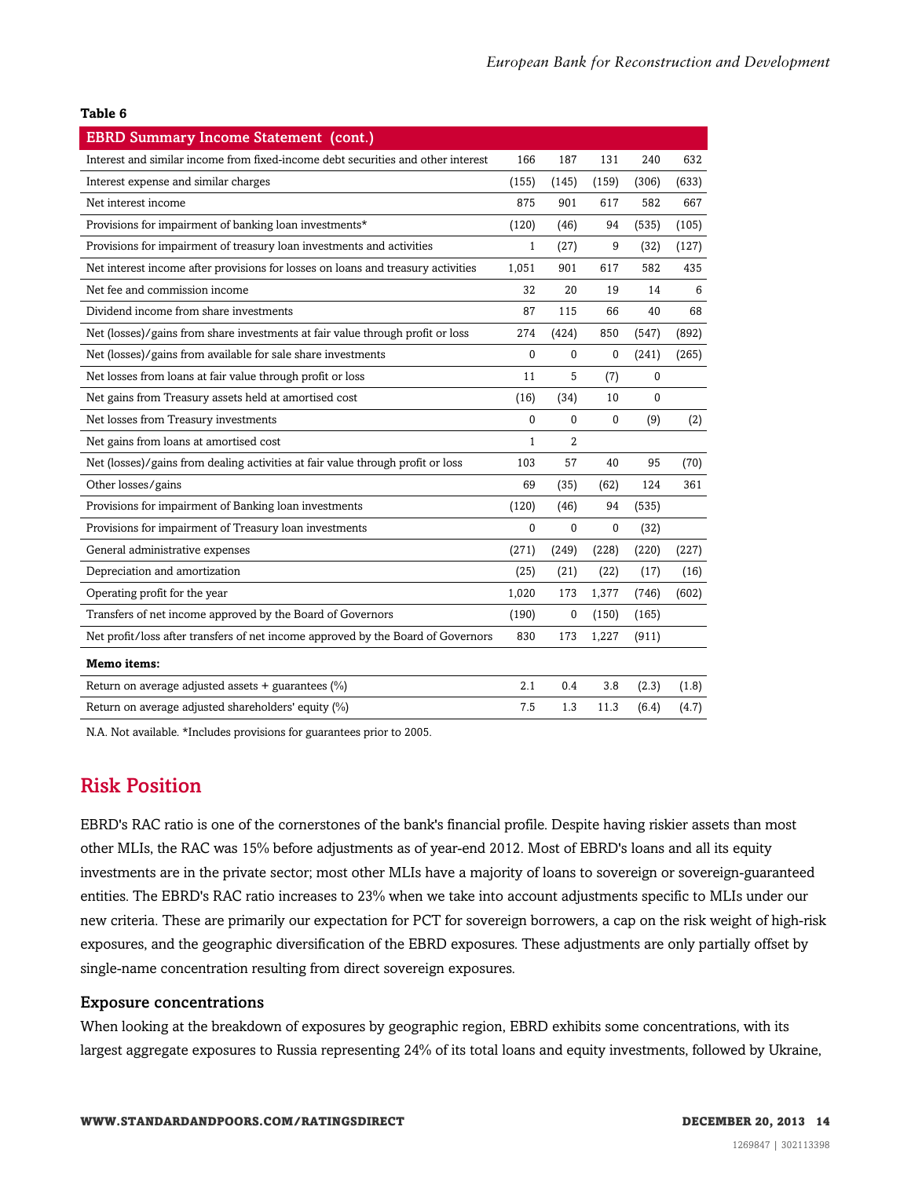**Table 6**

| EBRD Summary Income Statement (cont.) | | | | | |
|---|---|---|---|---|---|
| Interest and similar income from fixed-income debt securities and other interest | 166 | 187 | 131 | 240 | 632 |
| Interest expense and similar charges | (155) | (145) | (159) | (306) | (633) |
| Net interest income | 875 | 901 | 617 | 582 | 667 |
| Provisions for impairment of banking loan investments* | (120) | (46) | 94 | (535) | (105) |
| Provisions for impairment of treasury loan investments and activities | 1 | (27) | 9 | (32) | (127) |
| Net interest income after provisions for losses on loans and treasury activities | 1,051 | 901 | 617 | 582 | 435 |
| Net fee and commission income | 32 | 20 | 19 | 14 | 6 |
| Dividend income from share investments | 87 | 115 | 66 | 40 | 68 |
| Net (losses)/gains from share investments at fair value through profit or loss | 274 | (424) | 850 | (547) | (892) |
| Net (losses)/gains from available for sale share investments | 0 | 0 | 0 | (241) | (265) |
| Net losses from loans at fair value through profit or loss | 11 | 5 | (7) | 0 | |
| Net gains from Treasury assets held at amortised cost | (16) | (34) | 10 | 0 | |
| Net losses from Treasury investments | 0 | 0 | 0 | (9) | (2) |
| Net gains from loans at amortised cost | 1 | 2 | | | |
| Net (losses)/gains from dealing activities at fair value through profit or loss | 103 | 57 | 40 | 95 | (70) |
| Other losses/gains | 69 | (35) | (62) | 124 | 361 |
| Provisions for impairment of Banking loan investments | (120) | (46) | 94 | (535) | |
| Provisions for impairment of Treasury loan investments | 0 | 0 | 0 | (32) | |
| General administrative expenses | (271) | (249) | (228) | (220) | (227) |
| Depreciation and amortization | (25) | (21) | (22) | (17) | (16) |
| Operating profit for the year | 1,020 | 173 | 1,377 | (746) | (602) |
| Transfers of net income approved by the Board of Governors | (190) | 0 | (150) | (165) | |
| Net profit/loss after transfers of net income approved by the Board of Governors | 830 | 173 | 1,227 | (911) | |
| **Memo items:** | | | | | |
| Return on average adjusted assets + guarantees (%) | 2.1 | 0.4 | 3.8 | (2.3) | (1.8) |
| Return on average adjusted shareholders' equity (%) | 7.5 | 1.3 | 11.3 | (6.4) | (4.7) |

N.A. Not available. *Includes provisions for guarantees prior to 2005.

## Risk Position

EBRD's RAC ratio is one of the cornerstones of the bank's financial profile. Despite having riskier assets than most other MLIs, the RAC was 15% before adjustments as of year-end 2012. Most of EBRD's loans and all its equity investments are in the private sector; most other MLIs have a majority of loans to sovereign or sovereign-guaranteed entities. The EBRD's RAC ratio increases to 23% when we take into account adjustments specific to MLIs under our new criteria. These are primarily our expectation for PCT for sovereign borrowers, a cap on the risk weight of high-risk exposures, and the geographic diversification of the EBRD exposures. These adjustments are only partially offset by single-name concentration resulting from direct sovereign exposures.

### Exposure concentrations

When looking at the breakdown of exposures by geographic region, EBRD exhibits some concentrations, with its largest aggregate exposures to Russia representing 24% of its total loans and equity investments, followed by Ukraine,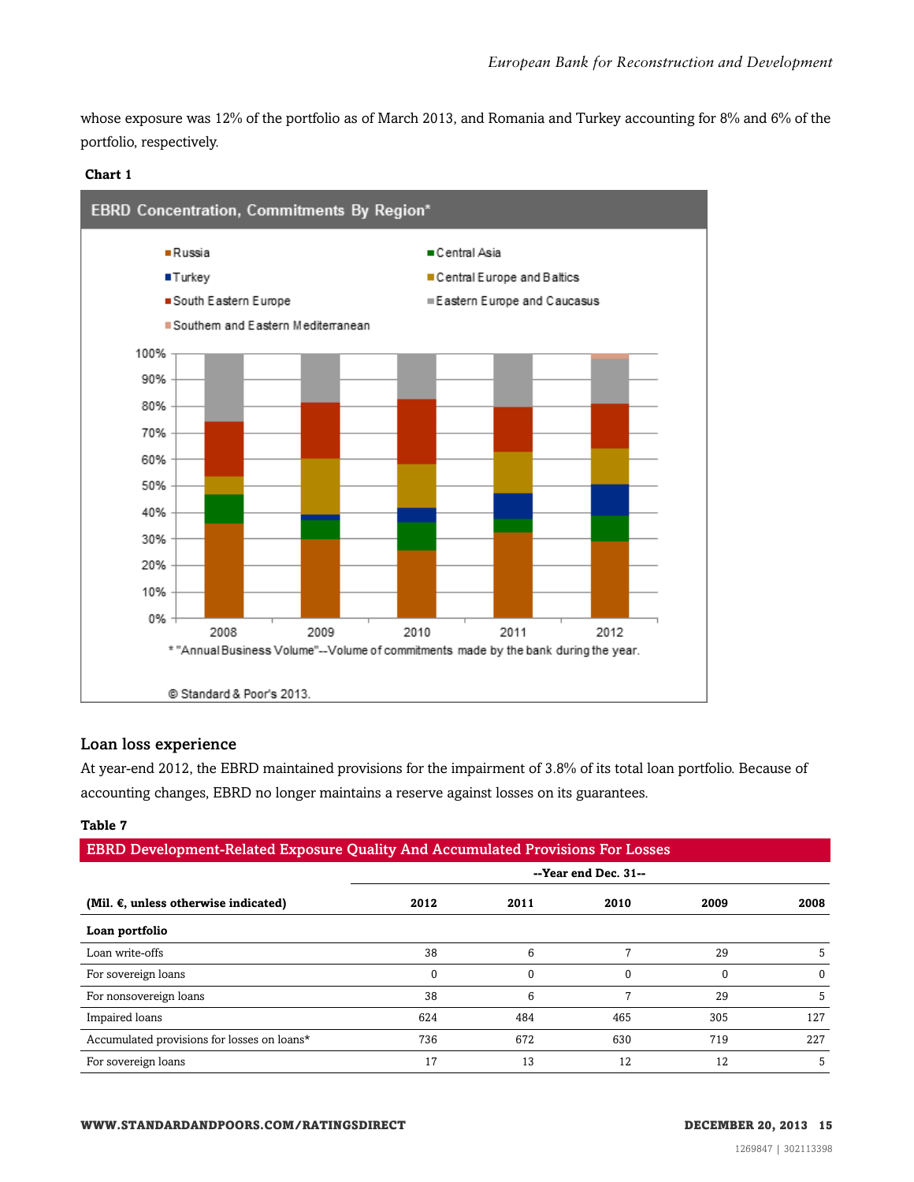whose exposure was 12% of the portfolio as of March 2013, and Romania and Turkey accounting for 8% and 6% of the portfolio, respectively.

**Chart 1**

EBRD Concentration, Commitments By Region*

Russia; Central Asia; Turkey; Central Europe and Baltics; South Eastern Europe; Eastern Europe and Caucasus; Southern and Eastern Mediterranean

* "Annual Business Volume"--Volume of commitments made by the bank during the year.

© Standard & Poor's 2013.

## Loan loss experience

At year-end 2012, the EBRD maintained provisions for the impairment of 3.8% of its total loan portfolio. Because of accounting changes, EBRD no longer maintains a reserve against losses on its guarantees.

**Table 7**

| EBRD Development-Related Exposure Quality And Accumulated Provisions For Losses | | | | | |
|---|---|---|---|---|---|
| | --Year end Dec. 31-- | | | | |
| **(Mil. €, unless otherwise indicated)** | **2012** | **2011** | **2010** | **2009** | **2008** |
| **Loan portfolio** | | | | | |
| Loan write-offs | 38 | 6 | 7 | 29 | 5 |
| For sovereign loans | 0 | 0 | 0 | 0 | 0 |
| For nonsovereign loans | 38 | 6 | 7 | 29 | 5 |
| Impaired loans | 624 | 484 | 465 | 305 | 127 |
| Accumulated provisions for losses on loans* | 736 | 672 | 630 | 719 | 227 |
| For sovereign loans | 17 | 13 | 12 | 12 | 5 |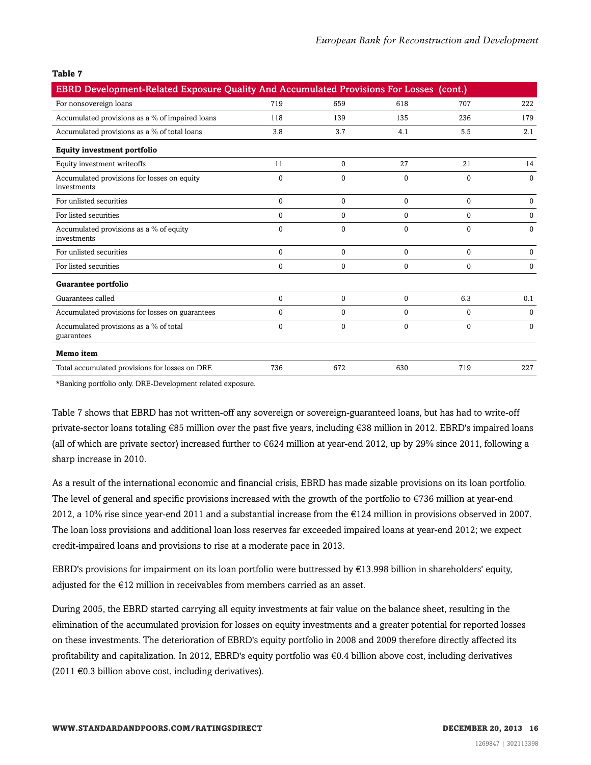**Table 7**

| EBRD Development-Related Exposure Quality And Accumulated Provisions For Losses (cont.) | | | | | |
|---|---|---|---|---|---|
| For nonsovereign loans | 719 | 659 | 618 | 707 | 222 |
| Accumulated provisions as a % of impaired loans | 118 | 139 | 135 | 236 | 179 |
| Accumulated provisions as a % of total loans | 3.8 | 3.7 | 4.1 | 5.5 | 2.1 |
| **Equity investment portfolio** | | | | | |
| Equity investment writeoffs | 11 | 0 | 27 | 21 | 14 |
| Accumulated provisions for losses on equity investments | 0 | 0 | 0 | 0 | 0 |
| For unlisted securities | 0 | 0 | 0 | 0 | 0 |
| For listed securities | 0 | 0 | 0 | 0 | 0 |
| Accumulated provisions as a % of equity investments | 0 | 0 | 0 | 0 | 0 |
| For unlisted securities | 0 | 0 | 0 | 0 | 0 |
| For listed securities | 0 | 0 | 0 | 0 | 0 |
| **Guarantee portfolio** | | | | | |
| Guarantees called | 0 | 0 | 0 | 6.3 | 0.1 |
| Accumulated provisions for losses on guarantees | 0 | 0 | 0 | 0 | 0 |
| Accumulated provisions as a % of total guarantees | 0 | 0 | 0 | 0 | 0 |
| **Memo item** | | | | | |
| Total accumulated provisions for losses on DRE | 736 | 672 | 630 | 719 | 227 |

*Banking portfolio only. DRE-Development related exposure.

Table 7 shows that EBRD has not written-off any sovereign or sovereign-guaranteed loans, but has had to write-off private-sector loans totaling €85 million over the past five years, including €38 million in 2012. EBRD's impaired loans (all of which are private sector) increased further to €624 million at year-end 2012, up by 29% since 2011, following a sharp increase in 2010.

As a result of the international economic and financial crisis, EBRD has made sizable provisions on its loan portfolio. The level of general and specific provisions increased with the growth of the portfolio to €736 million at year-end 2012, a 10% rise since year-end 2011 and a substantial increase from the €124 million in provisions observed in 2007. The loan loss provisions and additional loan loss reserves far exceeded impaired loans at year-end 2012; we expect credit-impaired loans and provisions to rise at a moderate pace in 2013.

EBRD's provisions for impairment on its loan portfolio were buttressed by €13.998 billion in shareholders' equity, adjusted for the €12 million in receivables from members carried as an asset.

During 2005, the EBRD started carrying all equity investments at fair value on the balance sheet, resulting in the elimination of the accumulated provision for losses on equity investments and a greater potential for reported losses on these investments. The deterioration of EBRD's equity portfolio in 2008 and 2009 therefore directly affected its profitability and capitalization. In 2012, EBRD's equity portfolio was €0.4 billion above cost, including derivatives (2011 €0.3 billion above cost, including derivatives).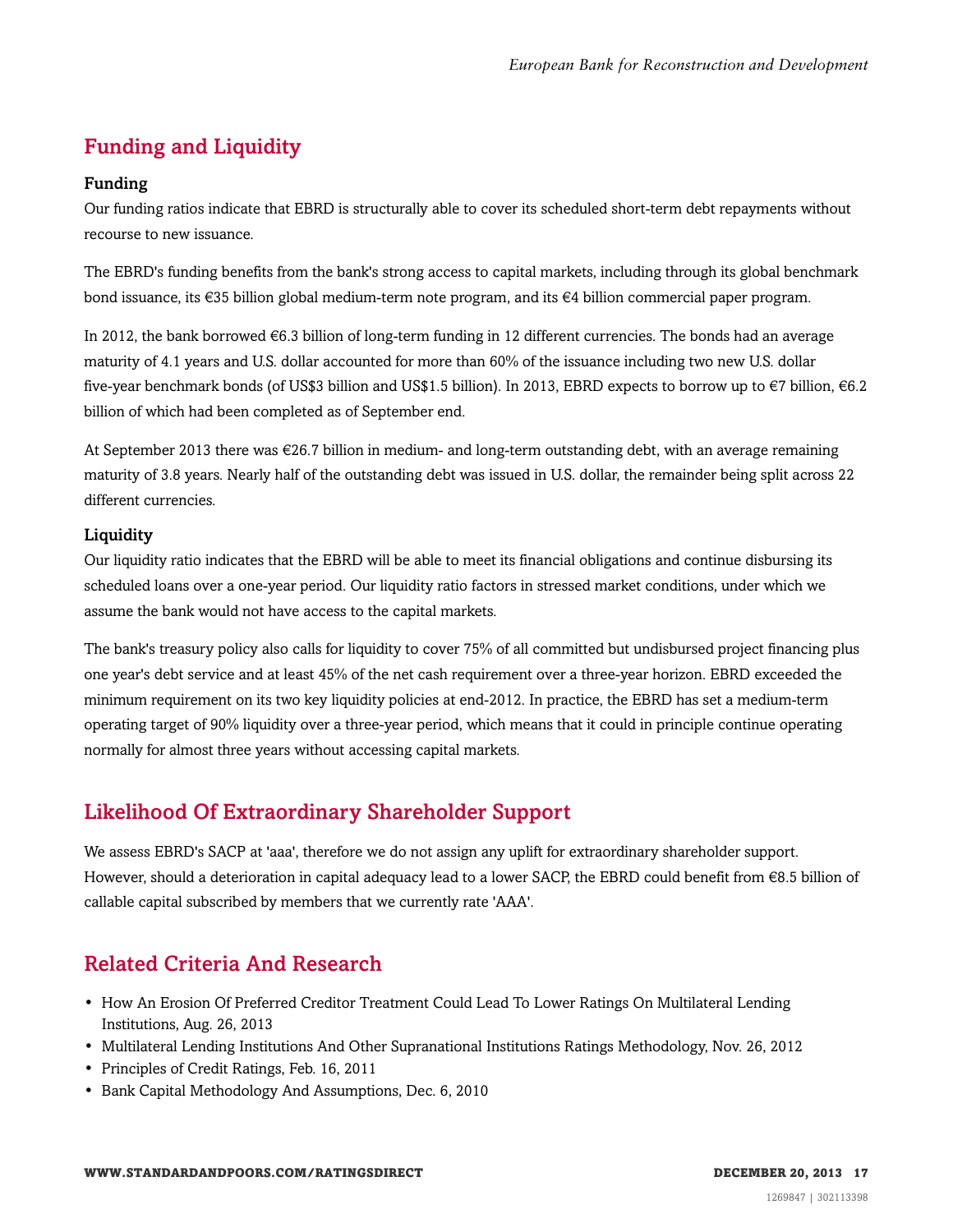## Funding and Liquidity

### Funding

Our funding ratios indicate that EBRD is structurally able to cover its scheduled short-term debt repayments without recourse to new issuance.

The EBRD's funding benefits from the bank's strong access to capital markets, including through its global benchmark bond issuance, its €35 billion global medium-term note program, and its €4 billion commercial paper program.

In 2012, the bank borrowed €6.3 billion of long-term funding in 12 different currencies. The bonds had an average maturity of 4.1 years and U.S. dollar accounted for more than 60% of the issuance including two new U.S. dollar five-year benchmark bonds (of US$3 billion and US$1.5 billion). In 2013, EBRD expects to borrow up to €7 billion, €6.2 billion of which had been completed as of September end.

At September 2013 there was €26.7 billion in medium- and long-term outstanding debt, with an average remaining maturity of 3.8 years. Nearly half of the outstanding debt was issued in U.S. dollar, the remainder being split across 22 different currencies.

### Liquidity

Our liquidity ratio indicates that the EBRD will be able to meet its financial obligations and continue disbursing its scheduled loans over a one-year period. Our liquidity ratio factors in stressed market conditions, under which we assume the bank would not have access to the capital markets.

The bank's treasury policy also calls for liquidity to cover 75% of all committed but undisbursed project financing plus one year's debt service and at least 45% of the net cash requirement over a three-year horizon. EBRD exceeded the minimum requirement on its two key liquidity policies at end-2012. In practice, the EBRD has set a medium-term operating target of 90% liquidity over a three-year period, which means that it could in principle continue operating normally for almost three years without accessing capital markets.

## Likelihood Of Extraordinary Shareholder Support

We assess EBRD's SACP at 'aaa', therefore we do not assign any uplift for extraordinary shareholder support. However, should a deterioration in capital adequacy lead to a lower SACP, the EBRD could benefit from €8.5 billion of callable capital subscribed by members that we currently rate 'AAA'.

## Related Criteria And Research

- How An Erosion Of Preferred Creditor Treatment Could Lead To Lower Ratings On Multilateral Lending Institutions, Aug. 26, 2013
- Multilateral Lending Institutions And Other Supranational Institutions Ratings Methodology, Nov. 26, 2012
- Principles of Credit Ratings, Feb. 16, 2011
- Bank Capital Methodology And Assumptions, Dec. 6, 2010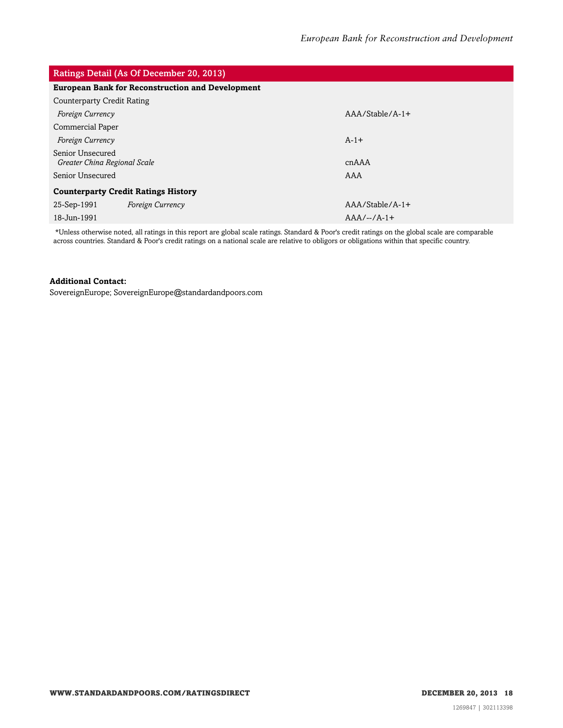| Ratings Detail (As Of December 20, 2013) | | |
|---|---|---|
| **European Bank for Reconstruction and Development** | | |
| Counterparty Credit Rating | | |
| *Foreign Currency* | | AAA/Stable/A-1+ |
| Commercial Paper | | |
| *Foreign Currency* | | A-1+ |
| Senior Unsecured *Greater China Regional Scale* | | cnAAA |
| Senior Unsecured | | AAA |
| **Counterparty Credit Ratings History** | | |
| 25-Sep-1991 | *Foreign Currency* | AAA/Stable/A-1+ |
| 18-Jun-1991 | | AAA/--/A-1+ |

*Unless otherwise noted, all ratings in this report are global scale ratings. Standard & Poor's credit ratings on the global scale are comparable across countries. Standard & Poor's credit ratings on a national scale are relative to obligors or obligations within that specific country.

**Additional Contact:**
SovereignEurope; SovereignEurope@standardandpoors.com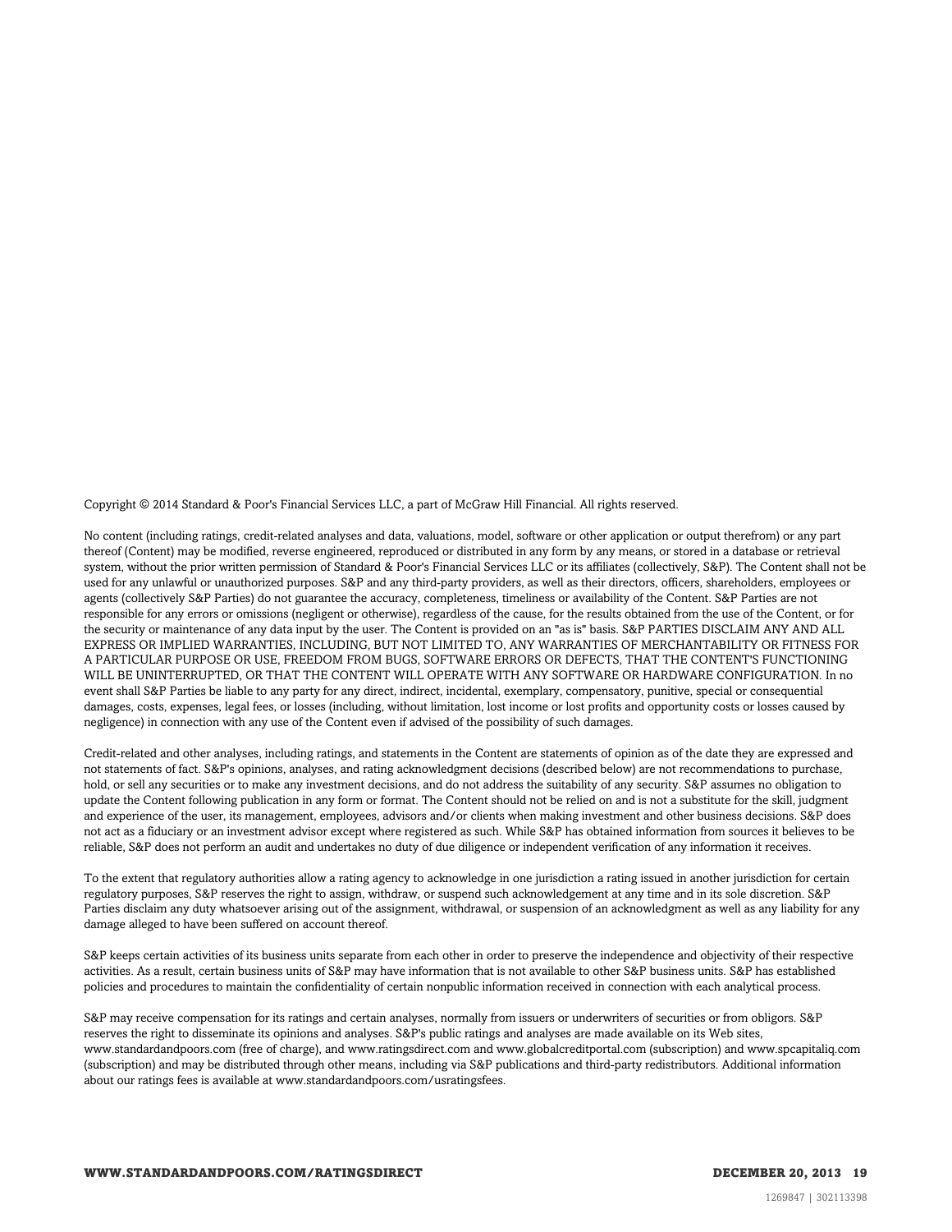Copyright © 2014 Standard & Poor's Financial Services LLC, a part of McGraw Hill Financial. All rights reserved.

No content (including ratings, credit-related analyses and data, valuations, model, software or other application or output therefrom) or any part thereof (Content) may be modified, reverse engineered, reproduced or distributed in any form by any means, or stored in a database or retrieval system, without the prior written permission of Standard & Poor's Financial Services LLC or its affiliates (collectively, S&P). The Content shall not be used for any unlawful or unauthorized purposes. S&P and any third-party providers, as well as their directors, officers, shareholders, employees or agents (collectively S&P Parties) do not guarantee the accuracy, completeness, timeliness or availability of the Content. S&P Parties are not responsible for any errors or omissions (negligent or otherwise), regardless of the cause, for the results obtained from the use of the Content, or for the security or maintenance of any data input by the user. The Content is provided on an "as is" basis. S&P PARTIES DISCLAIM ANY AND ALL EXPRESS OR IMPLIED WARRANTIES, INCLUDING, BUT NOT LIMITED TO, ANY WARRANTIES OF MERCHANTABILITY OR FITNESS FOR A PARTICULAR PURPOSE OR USE, FREEDOM FROM BUGS, SOFTWARE ERRORS OR DEFECTS, THAT THE CONTENT'S FUNCTIONING WILL BE UNINTERRUPTED, OR THAT THE CONTENT WILL OPERATE WITH ANY SOFTWARE OR HARDWARE CONFIGURATION. In no event shall S&P Parties be liable to any party for any direct, indirect, incidental, exemplary, compensatory, punitive, special or consequential damages, costs, expenses, legal fees, or losses (including, without limitation, lost income or lost profits and opportunity costs or losses caused by negligence) in connection with any use of the Content even if advised of the possibility of such damages.

Credit-related and other analyses, including ratings, and statements in the Content are statements of opinion as of the date they are expressed and not statements of fact. S&P's opinions, analyses, and rating acknowledgment decisions (described below) are not recommendations to purchase, hold, or sell any securities or to make any investment decisions, and do not address the suitability of any security. S&P assumes no obligation to update the Content following publication in any form or format. The Content should not be relied on and is not a substitute for the skill, judgment and experience of the user, its management, employees, advisors and/or clients when making investment and other business decisions. S&P does not act as a fiduciary or an investment advisor except where registered as such. While S&P has obtained information from sources it believes to be reliable, S&P does not perform an audit and undertakes no duty of due diligence or independent verification of any information it receives.

To the extent that regulatory authorities allow a rating agency to acknowledge in one jurisdiction a rating issued in another jurisdiction for certain regulatory purposes, S&P reserves the right to assign, withdraw, or suspend such acknowledgement at any time and in its sole discretion. S&P Parties disclaim any duty whatsoever arising out of the assignment, withdrawal, or suspension of an acknowledgment as well as any liability for any damage alleged to have been suffered on account thereof.

S&P keeps certain activities of its business units separate from each other in order to preserve the independence and objectivity of their respective activities. As a result, certain business units of S&P may have information that is not available to other S&P business units. S&P has established policies and procedures to maintain the confidentiality of certain nonpublic information received in connection with each analytical process.

S&P may receive compensation for its ratings and certain analyses, normally from issuers or underwriters of securities or from obligors. S&P reserves the right to disseminate its opinions and analyses. S&P's public ratings and analyses are made available on its Web sites, www.standardandpoors.com (free of charge), and www.ratingsdirect.com and www.globalcreditportal.com (subscription) and www.spcapitaliq.com (subscription) and may be distributed through other means, including via S&P publications and third-party redistributors. Additional information about our ratings fees is available at www.standardandpoors.com/usratingsfees.